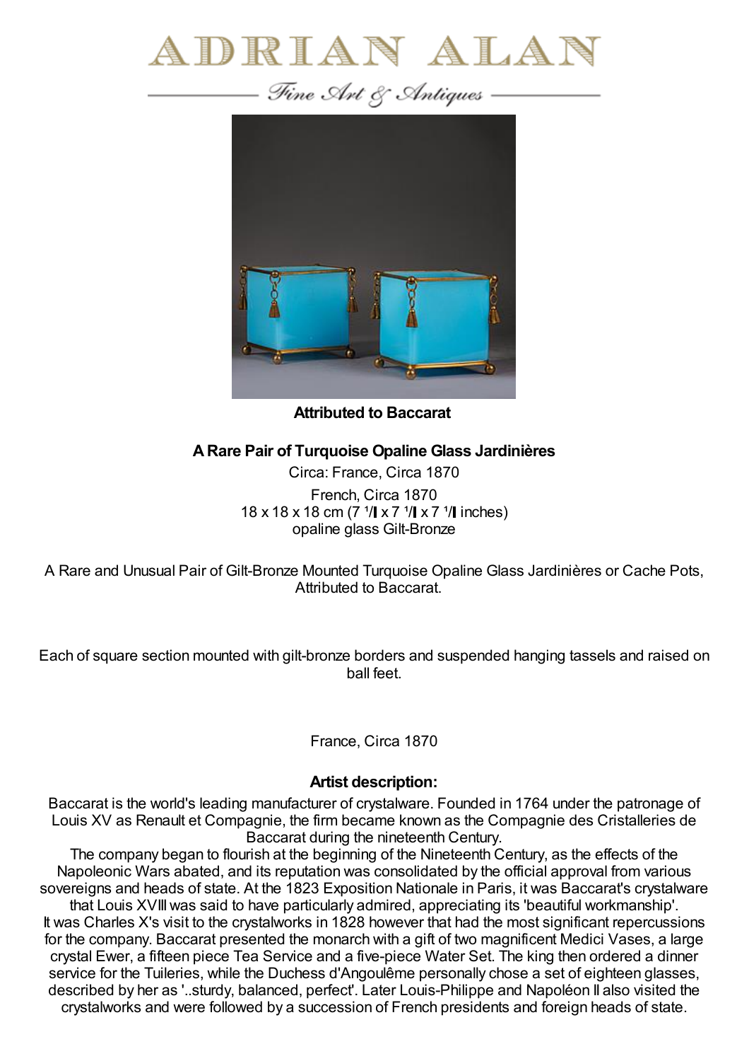# ADRIAN ALAN

*Fine Art & Antiques*

**Attributed to Baccarat**

**A Rare Pair of Turquoise Opaline Glass Jardinières**

Circa: France, Circa 1870

French, Circa 1870
18 x 18 x 18 cm (7 ¹/ x 7 ¹/ x 7 ¹/ inches)
opaline glass Gilt-Bronze

A Rare and Unusual Pair of Gilt-Bronze Mounted Turquoise Opaline Glass Jardinières or Cache Pots, Attributed to Baccarat.

Each of square section mounted with gilt-bronze borders and suspended hanging tassels and raised on ball feet.

France, Circa 1870

**Artist description:**

Baccarat is the world's leading manufacturer of crystalware. Founded in 1764 under the patronage of Louis XV as Renault et Compagnie, the firm became known as the Compagnie des Cristalleries de Baccarat during the nineteenth Century.
The company began to flourish at the beginning of the Nineteenth Century, as the effects of the Napoleonic Wars abated, and its reputation was consolidated by the official approval from various sovereigns and heads of state. At the 1823 Exposition Nationale in Paris, it was Baccarat's crystalware that Louis XVIII was said to have particularly admired, appreciating its 'beautiful workmanship'.
It was Charles X's visit to the crystalworks in 1828 however that had the most significant repercussions for the company. Baccarat presented the monarch with a gift of two magnificent Medici Vases, a large crystal Ewer, a fifteen piece Tea Service and a five-piece Water Set. The king then ordered a dinner service for the Tuileries, while the Duchess d'Angoulême personally chose a set of eighteen glasses, described by her as '..sturdy, balanced, perfect'. Later Louis-Philippe and Napoléon II also visited the crystalworks and were followed by a succession of French presidents and foreign heads of state.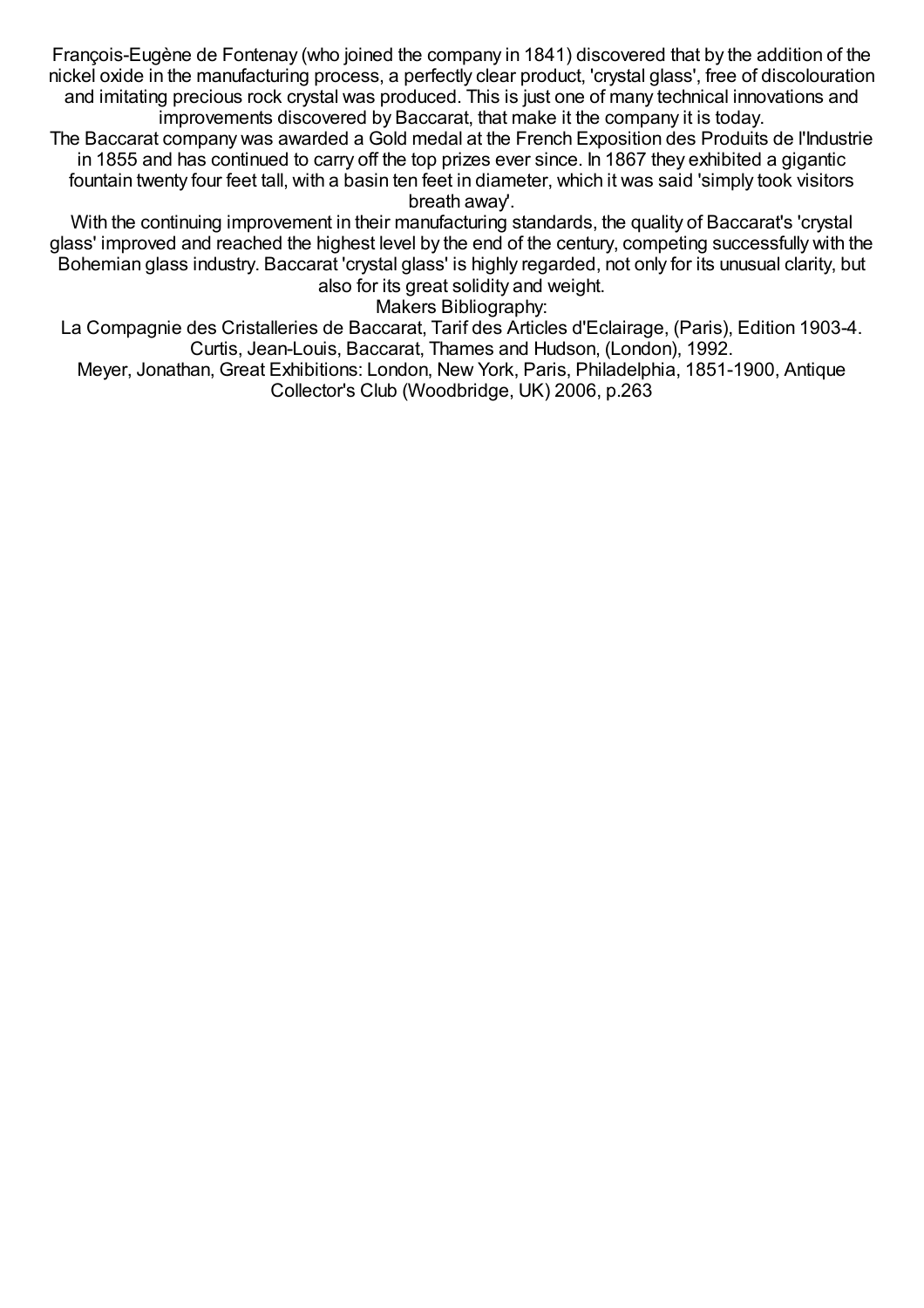François-Eugène de Fontenay (who joined the company in 1841) discovered that by the addition of the nickel oxide in the manufacturing process, a perfectly clear product, 'crystal glass', free of discolouration and imitating precious rock crystal was produced. This is just one of many technical innovations and improvements discovered by Baccarat, that make it the company it is today.

The Baccarat company was awarded a Gold medal at the French Exposition des Produits de l'Industrie in 1855 and has continued to carry off the top prizes ever since. In 1867 they exhibited a gigantic fountain twenty four feet tall, with a basin ten feet in diameter, which it was said 'simply took visitors breath away'.

With the continuing improvement in their manufacturing standards, the quality of Baccarat's 'crystal glass' improved and reached the highest level by the end of the century, competing successfully with the Bohemian glass industry. Baccarat 'crystal glass' is highly regarded, not only for its unusual clarity, but also for its great solidity and weight.

Makers Bibliography:

La Compagnie des Cristalleries de Baccarat, Tarif des Articles d'Eclairage, (Paris), Edition 1903-4.

Curtis, Jean-Louis, Baccarat, Thames and Hudson, (London), 1992.

Meyer, Jonathan, Great Exhibitions: London, New York, Paris, Philadelphia, 1851-1900, Antique Collector's Club (Woodbridge, UK) 2006, p.263